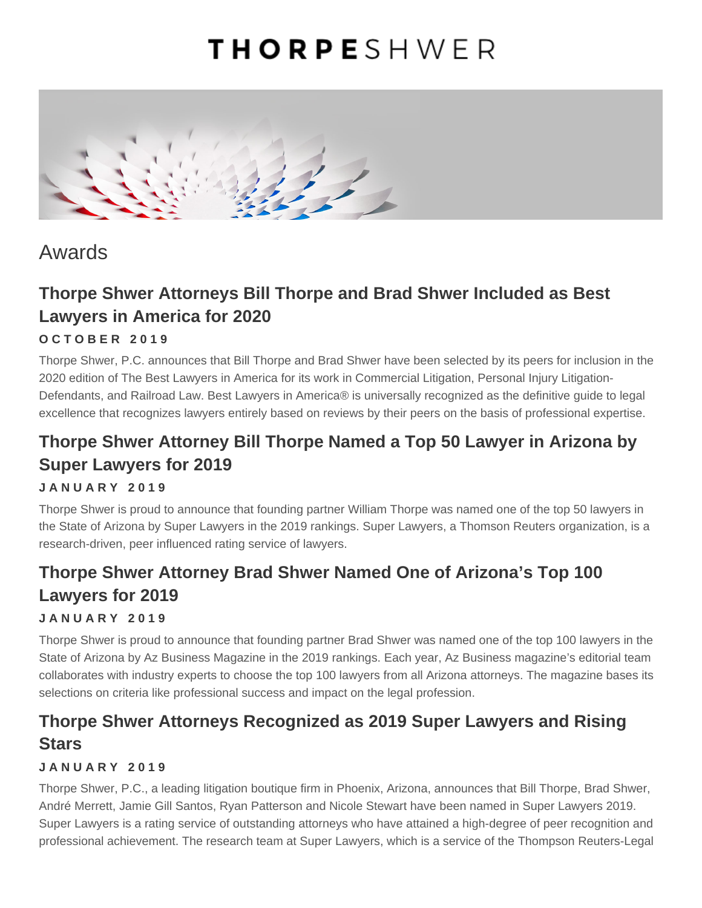# THORPESHWER

## Awards

### Thorpe Shwer Attorneys Bill Thorpe and Brad Shwer Included as Best Lawyers in America for 2020

**OCTOBER 2019**

Thorpe Shwer, P.C. announces that Bill Thorpe and Brad Shwer have been selected by its peers for inclusion in the 2020 edition of The Best Lawyers in America for its work in Commercial Litigation, Personal Injury Litigation-Defendants, and Railroad Law. Best Lawyers in America® is universally recognized as the definitive guide to legal excellence that recognizes lawyers entirely based on reviews by their peers on the basis of professional expertise.

### Thorpe Shwer Attorney Bill Thorpe Named a Top 50 Lawyer in Arizona by Super Lawyers for 2019

**JANUARY 2019**

Thorpe Shwer is proud to announce that founding partner William Thorpe was named one of the top 50 lawyers in the State of Arizona by Super Lawyers in the 2019 rankings. Super Lawyers, a Thomson Reuters organization, is a research-driven, peer influenced rating service of lawyers.

### Thorpe Shwer Attorney Brad Shwer Named One of Arizona's Top 100 Lawyers for 2019

**JANUARY 2019**

Thorpe Shwer is proud to announce that founding partner Brad Shwer was named one of the top 100 lawyers in the State of Arizona by Az Business Magazine in the 2019 rankings. Each year, Az Business magazine's editorial team collaborates with industry experts to choose the top 100 lawyers from all Arizona attorneys. The magazine bases its selections on criteria like professional success and impact on the legal profession.

### Thorpe Shwer Attorneys Recognized as 2019 Super Lawyers and Rising Stars

**JANUARY 2019**

Thorpe Shwer, P.C., a leading litigation boutique firm in Phoenix, Arizona, announces that Bill Thorpe, Brad Shwer, André Merrett, Jamie Gill Santos, Ryan Patterson and Nicole Stewart have been named in Super Lawyers 2019. Super Lawyers is a rating service of outstanding attorneys who have attained a high-degree of peer recognition and professional achievement. The research team at Super Lawyers, which is a service of the Thompson Reuters-Legal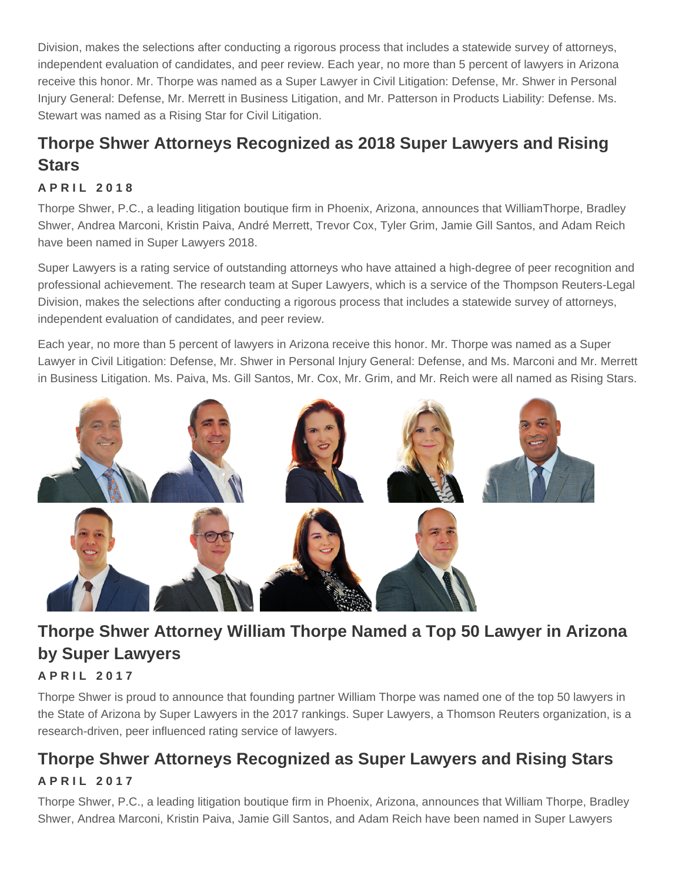Division, makes the selections after conducting a rigorous process that includes a statewide survey of attorneys, independent evaluation of candidates, and peer review. Each year, no more than 5 percent of lawyers in Arizona receive this honor. Mr. Thorpe was named as a Super Lawyer in Civil Litigation: Defense, Mr. Shwer in Personal Injury General: Defense, Mr. Merrett in Business Litigation, and Mr. Patterson in Products Liability: Defense. Ms. Stewart was named as a Rising Star for Civil Litigation.

## Thorpe Shwer Attorneys Recognized as 2018 Super Lawyers and Rising Stars

**APRIL 2018**

Thorpe Shwer, P.C., a leading litigation boutique firm in Phoenix, Arizona, announces that WilliamThorpe, Bradley Shwer, Andrea Marconi, Kristin Paiva, André Merrett, Trevor Cox, Tyler Grim, Jamie Gill Santos, and Adam Reich have been named in Super Lawyers 2018.

Super Lawyers is a rating service of outstanding attorneys who have attained a high-degree of peer recognition and professional achievement. The research team at Super Lawyers, which is a service of the Thompson Reuters-Legal Division, makes the selections after conducting a rigorous process that includes a statewide survey of attorneys, independent evaluation of candidates, and peer review.

Each year, no more than 5 percent of lawyers in Arizona receive this honor. Mr. Thorpe was named as a Super Lawyer in Civil Litigation: Defense, Mr. Shwer in Personal Injury General: Defense, and Ms. Marconi and Mr. Merrett in Business Litigation. Ms. Paiva, Ms. Gill Santos, Mr. Cox, Mr. Grim, and Mr. Reich were all named as Rising Stars.

## Thorpe Shwer Attorney William Thorpe Named a Top 50 Lawyer in Arizona by Super Lawyers

**APRIL 2017**

Thorpe Shwer is proud to announce that founding partner William Thorpe was named one of the top 50 lawyers in the State of Arizona by Super Lawyers in the 2017 rankings. Super Lawyers, a Thomson Reuters organization, is a research-driven, peer influenced rating service of lawyers.

## Thorpe Shwer Attorneys Recognized as Super Lawyers and Rising Stars

**APRIL 2017**

Thorpe Shwer, P.C., a leading litigation boutique firm in Phoenix, Arizona, announces that William Thorpe, Bradley Shwer, Andrea Marconi, Kristin Paiva, Jamie Gill Santos, and Adam Reich have been named in Super Lawyers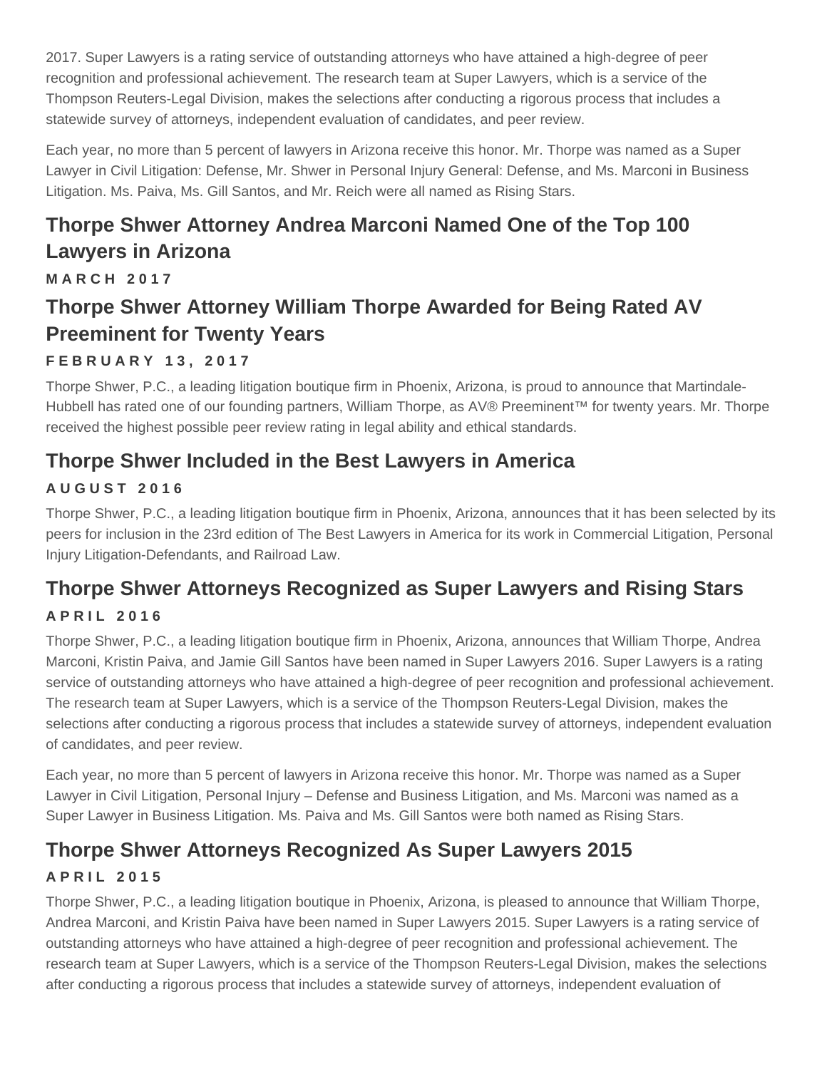2017. Super Lawyers is a rating service of outstanding attorneys who have attained a high-degree of peer recognition and professional achievement. The research team at Super Lawyers, which is a service of the Thompson Reuters-Legal Division, makes the selections after conducting a rigorous process that includes a statewide survey of attorneys, independent evaluation of candidates, and peer review.

Each year, no more than 5 percent of lawyers in Arizona receive this honor. Mr. Thorpe was named as a Super Lawyer in Civil Litigation: Defense, Mr. Shwer in Personal Injury General: Defense, and Ms. Marconi in Business Litigation. Ms. Paiva, Ms. Gill Santos, and Mr. Reich were all named as Rising Stars.

## Thorpe Shwer Attorney Andrea Marconi Named One of the Top 100 Lawyers in Arizona

**MARCH 2017**

## Thorpe Shwer Attorney William Thorpe Awarded for Being Rated AV Preeminent for Twenty Years

**FEBRUARY 13, 2017**

Thorpe Shwer, P.C., a leading litigation boutique firm in Phoenix, Arizona, is proud to announce that Martindale-Hubbell has rated one of our founding partners, William Thorpe, as AV® Preeminent™ for twenty years. Mr. Thorpe received the highest possible peer review rating in legal ability and ethical standards.

## Thorpe Shwer Included in the Best Lawyers in America

**AUGUST 2016**

Thorpe Shwer, P.C., a leading litigation boutique firm in Phoenix, Arizona, announces that it has been selected by its peers for inclusion in the 23rd edition of The Best Lawyers in America for its work in Commercial Litigation, Personal Injury Litigation-Defendants, and Railroad Law.

## Thorpe Shwer Attorneys Recognized as Super Lawyers and Rising Stars

**APRIL 2016**

Thorpe Shwer, P.C., a leading litigation boutique firm in Phoenix, Arizona, announces that William Thorpe, Andrea Marconi, Kristin Paiva, and Jamie Gill Santos have been named in Super Lawyers 2016. Super Lawyers is a rating service of outstanding attorneys who have attained a high-degree of peer recognition and professional achievement. The research team at Super Lawyers, which is a service of the Thompson Reuters-Legal Division, makes the selections after conducting a rigorous process that includes a statewide survey of attorneys, independent evaluation of candidates, and peer review.

Each year, no more than 5 percent of lawyers in Arizona receive this honor. Mr. Thorpe was named as a Super Lawyer in Civil Litigation, Personal Injury – Defense and Business Litigation, and Ms. Marconi was named as a Super Lawyer in Business Litigation. Ms. Paiva and Ms. Gill Santos were both named as Rising Stars.

## Thorpe Shwer Attorneys Recognized As Super Lawyers 2015

**APRIL 2015**

Thorpe Shwer, P.C., a leading litigation boutique in Phoenix, Arizona, is pleased to announce that William Thorpe, Andrea Marconi, and Kristin Paiva have been named in Super Lawyers 2015. Super Lawyers is a rating service of outstanding attorneys who have attained a high-degree of peer recognition and professional achievement. The research team at Super Lawyers, which is a service of the Thompson Reuters-Legal Division, makes the selections after conducting a rigorous process that includes a statewide survey of attorneys, independent evaluation of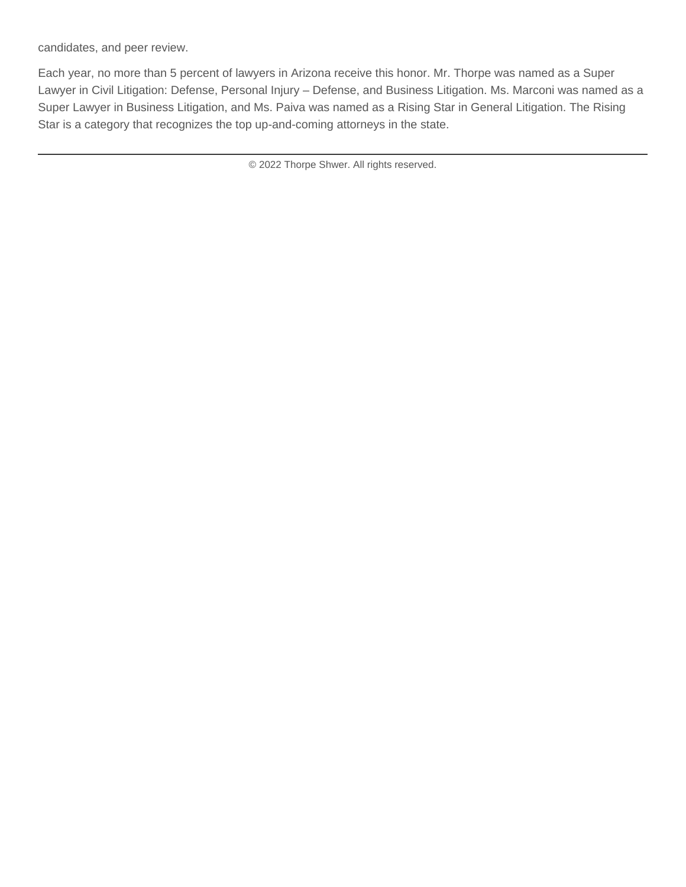candidates, and peer review.

Each year, no more than 5 percent of lawyers in Arizona receive this honor. Mr. Thorpe was named as a Super Lawyer in Civil Litigation: Defense, Personal Injury – Defense, and Business Litigation. Ms. Marconi was named as a Super Lawyer in Business Litigation, and Ms. Paiva was named as a Rising Star in General Litigation. The Rising Star is a category that recognizes the top up-and-coming attorneys in the state.

---

© 2022 Thorpe Shwer. All rights reserved.